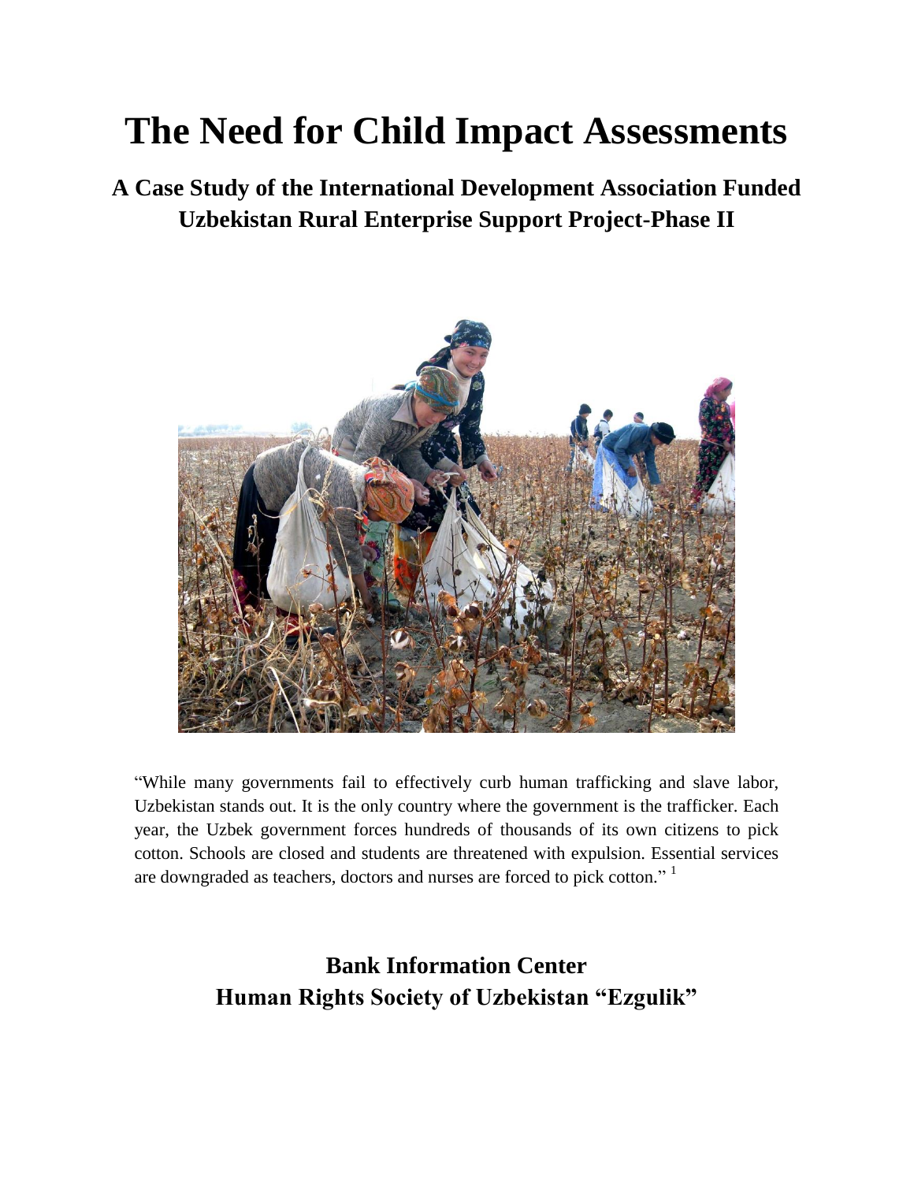# The Need for Child Impact Assessments

## A Case Study of the International Development Association Funded Uzbekistan Rural Enterprise Support Project-Phase II

"While many governments fail to effectively curb human trafficking and slave labor, Uzbekistan stands out. It is the only country where the government is the trafficker. Each year, the Uzbek government forces hundreds of thousands of its own citizens to pick cotton. Schools are closed and students are threatened with expulsion. Essential services are downgraded as teachers, doctors and nurses are forced to pick cotton." [1]

**Bank Information Center**

**Human Rights Society of Uzbekistan "Ezgulik"**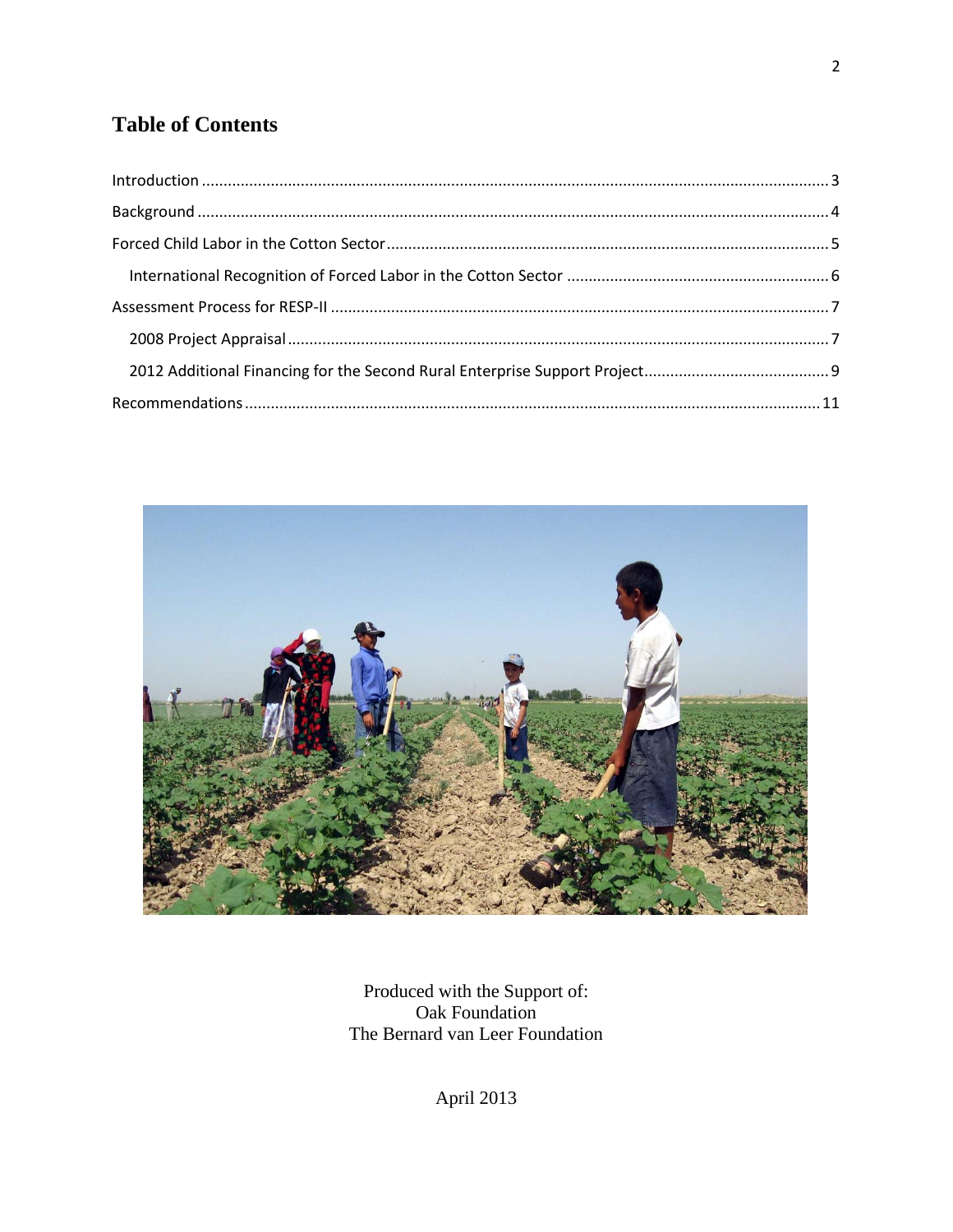# Table of Contents

- Introduction ........ 3
- Background ........ 4
- Forced Child Labor in the Cotton Sector ........ 5
  - International Recognition of Forced Labor in the Cotton Sector ........ 6
- Assessment Process for RESP-II ........ 7
  - 2008 Project Appraisal ........ 7
  - 2012 Additional Financing for the Second Rural Enterprise Support Project ........ 9
- Recommendations ........ 11

Produced with the Support of:
Oak Foundation
The Bernard van Leer Foundation

April 2013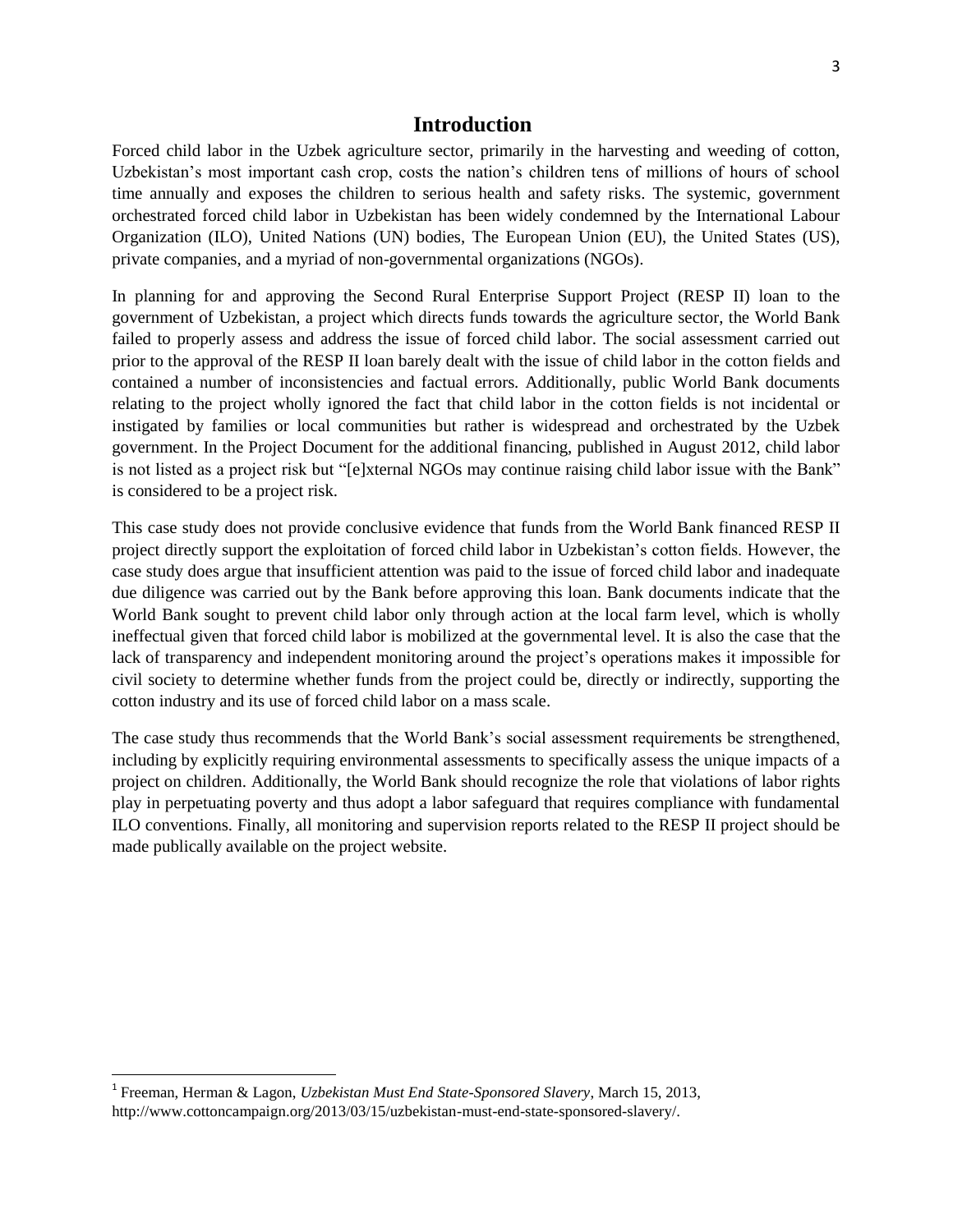# Introduction

Forced child labor in the Uzbek agriculture sector, primarily in the harvesting and weeding of cotton, Uzbekistan's most important cash crop, costs the nation's children tens of millions of hours of school time annually and exposes the children to serious health and safety risks. The systemic, government orchestrated forced child labor in Uzbekistan has been widely condemned by the International Labour Organization (ILO), United Nations (UN) bodies, The European Union (EU), the United States (US), private companies, and a myriad of non-governmental organizations (NGOs).

In planning for and approving the Second Rural Enterprise Support Project (RESP II) loan to the government of Uzbekistan, a project which directs funds towards the agriculture sector, the World Bank failed to properly assess and address the issue of forced child labor. The social assessment carried out prior to the approval of the RESP II loan barely dealt with the issue of child labor in the cotton fields and contained a number of inconsistencies and factual errors. Additionally, public World Bank documents relating to the project wholly ignored the fact that child labor in the cotton fields is not incidental or instigated by families or local communities but rather is widespread and orchestrated by the Uzbek government. In the Project Document for the additional financing, published in August 2012, child labor is not listed as a project risk but "[e]xternal NGOs may continue raising child labor issue with the Bank" is considered to be a project risk.

This case study does not provide conclusive evidence that funds from the World Bank financed RESP II project directly support the exploitation of forced child labor in Uzbekistan's cotton fields. However, the case study does argue that insufficient attention was paid to the issue of forced child labor and inadequate due diligence was carried out by the Bank before approving this loan. Bank documents indicate that the World Bank sought to prevent child labor only through action at the local farm level, which is wholly ineffectual given that forced child labor is mobilized at the governmental level. It is also the case that the lack of transparency and independent monitoring around the project's operations makes it impossible for civil society to determine whether funds from the project could be, directly or indirectly, supporting the cotton industry and its use of forced child labor on a mass scale.

The case study thus recommends that the World Bank's social assessment requirements be strengthened, including by explicitly requiring environmental assessments to specifically assess the unique impacts of a project on children. Additionally, the World Bank should recognize the role that violations of labor rights play in perpetuating poverty and thus adopt a labor safeguard that requires compliance with fundamental ILO conventions. Finally, all monitoring and supervision reports related to the RESP II project should be made publically available on the project website.

---

[1] Freeman, Herman & Lagon, *Uzbekistan Must End State-Sponsored Slavery*, March 15, 2013, http://www.cottoncampaign.org/2013/03/15/uzbekistan-must-end-state-sponsored-slavery/.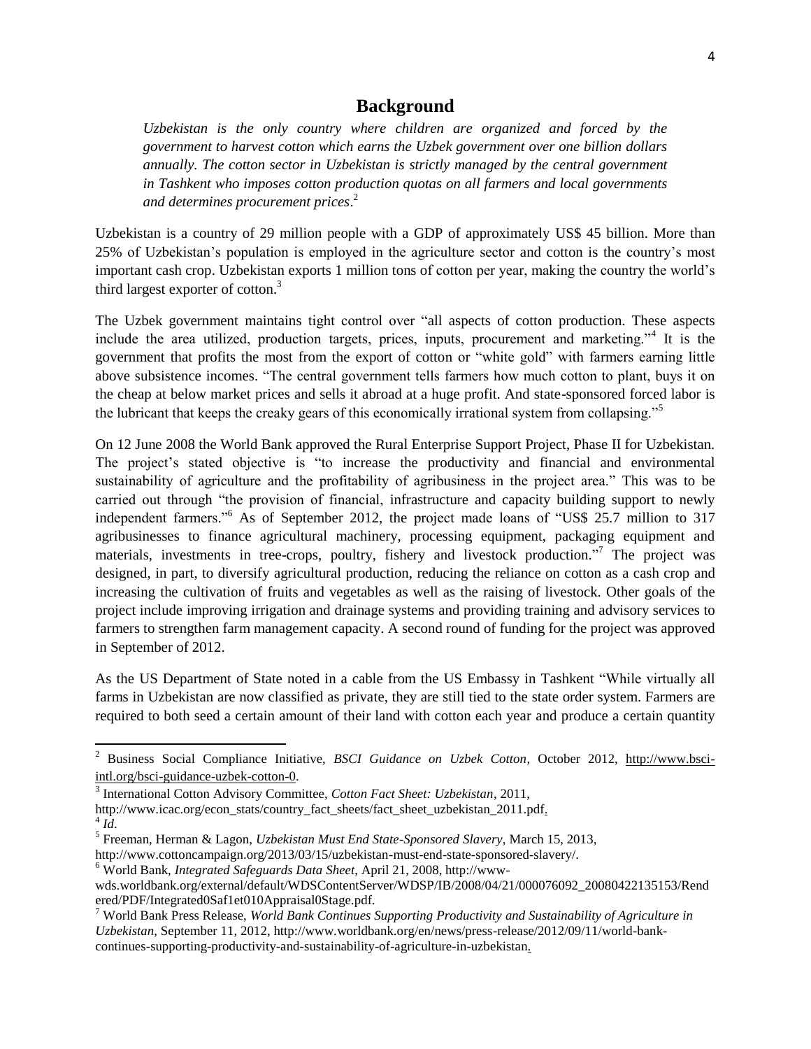## Background

*Uzbekistan is the only country where children are organized and forced by the government to harvest cotton which earns the Uzbek government over one billion dollars annually. The cotton sector in Uzbekistan is strictly managed by the central government in Tashkent who imposes cotton production quotas on all farmers and local governments and determines procurement prices*.[2]

Uzbekistan is a country of 29 million people with a GDP of approximately US$ 45 billion. More than 25% of Uzbekistan's population is employed in the agriculture sector and cotton is the country's most important cash crop. Uzbekistan exports 1 million tons of cotton per year, making the country the world's third largest exporter of cotton.[3]

The Uzbek government maintains tight control over "all aspects of cotton production. These aspects include the area utilized, production targets, prices, inputs, procurement and marketing."[4] It is the government that profits the most from the export of cotton or "white gold" with farmers earning little above subsistence incomes. "The central government tells farmers how much cotton to plant, buys it on the cheap at below market prices and sells it abroad at a huge profit. And state-sponsored forced labor is the lubricant that keeps the creaky gears of this economically irrational system from collapsing."[5]

On 12 June 2008 the World Bank approved the Rural Enterprise Support Project, Phase II for Uzbekistan. The project's stated objective is "to increase the productivity and financial and environmental sustainability of agriculture and the profitability of agribusiness in the project area." This was to be carried out through "the provision of financial, infrastructure and capacity building support to newly independent farmers."[6] As of September 2012, the project made loans of "US$ 25.7 million to 317 agribusinesses to finance agricultural machinery, processing equipment, packaging equipment and materials, investments in tree-crops, poultry, fishery and livestock production."[7] The project was designed, in part, to diversify agricultural production, reducing the reliance on cotton as a cash crop and increasing the cultivation of fruits and vegetables as well as the raising of livestock. Other goals of the project include improving irrigation and drainage systems and providing training and advisory services to farmers to strengthen farm management capacity. A second round of funding for the project was approved in September of 2012.

As the US Department of State noted in a cable from the US Embassy in Tashkent "While virtually all farms in Uzbekistan are now classified as private, they are still tied to the state order system. Farmers are required to both seed a certain amount of their land with cotton each year and produce a certain quantity

---

[2] Business Social Compliance Initiative, *BSCI Guidance on Uzbek Cotton*, October 2012, http://www.bsci-intl.org/bsci-guidance-uzbek-cotton-0.

[3] International Cotton Advisory Committee, *Cotton Fact Sheet: Uzbekistan*, 2011, http://www.icac.org/econ_stats/country_fact_sheets/fact_sheet_uzbekistan_2011.pdf.

[4] *Id*.

[5] Freeman, Herman & Lagon, *Uzbekistan Must End State-Sponsored Slavery*, March 15, 2013, http://www.cottoncampaign.org/2013/03/15/uzbekistan-must-end-state-sponsored-slavery/.

[6] World Bank, *Integrated Safeguards Data Sheet*, April 21, 2008, http://www-wds.worldbank.org/external/default/WDSContentServer/WDSP/IB/2008/04/21/000076092_20080422135153/Rendered/PDF/Integrated0Saf1et010Appraisal0Stage.pdf.

[7] World Bank Press Release, *World Bank Continues Supporting Productivity and Sustainability of Agriculture in Uzbekistan*, September 11, 2012, http://www.worldbank.org/en/news/press-release/2012/09/11/world-bank-continues-supporting-productivity-and-sustainability-of-agriculture-in-uzbekistan.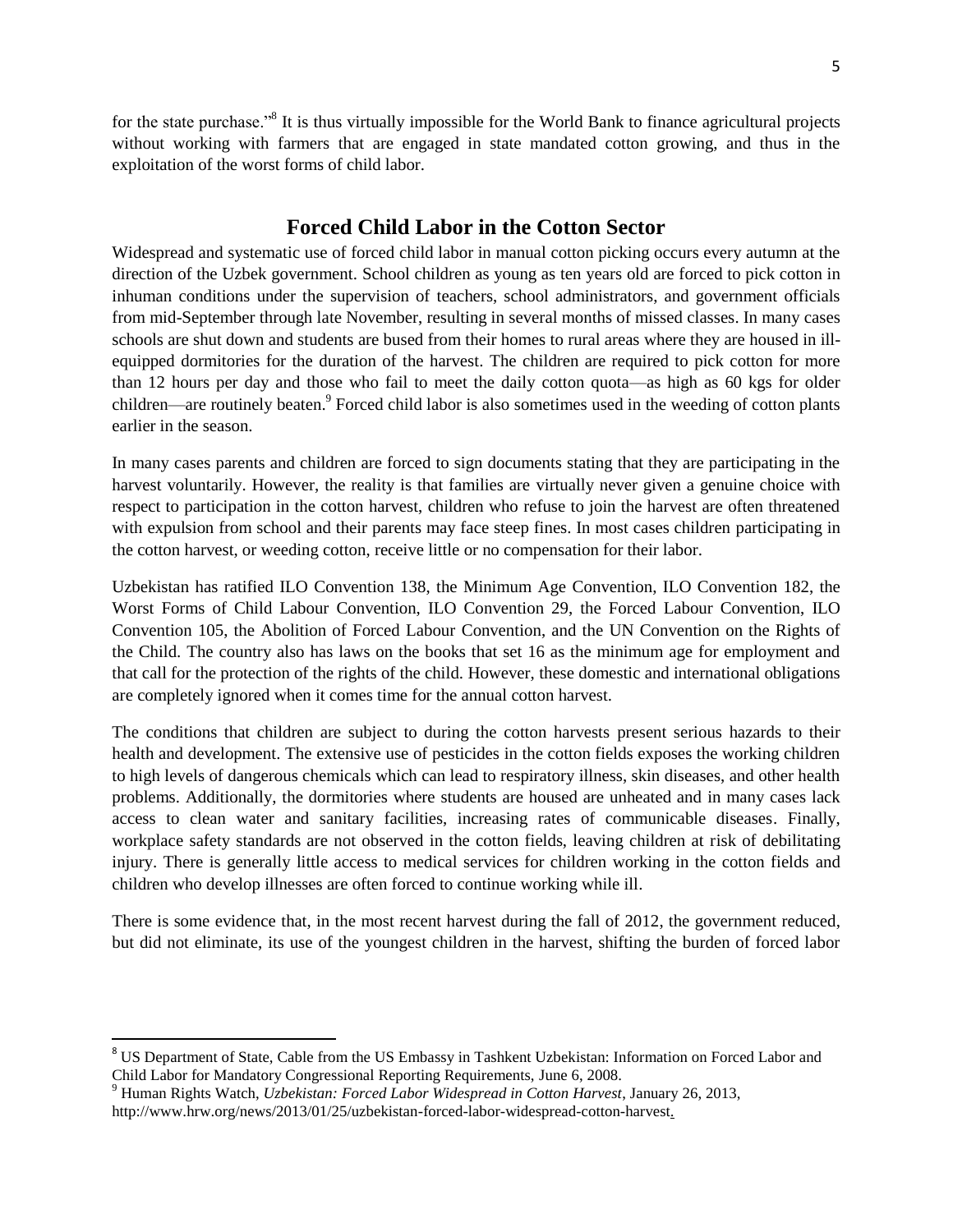for the state purchase."[8] It is thus virtually impossible for the World Bank to finance agricultural projects without working with farmers that are engaged in state mandated cotton growing, and thus in the exploitation of the worst forms of child labor.

## Forced Child Labor in the Cotton Sector

Widespread and systematic use of forced child labor in manual cotton picking occurs every autumn at the direction of the Uzbek government. School children as young as ten years old are forced to pick cotton in inhuman conditions under the supervision of teachers, school administrators, and government officials from mid-September through late November, resulting in several months of missed classes. In many cases schools are shut down and students are bused from their homes to rural areas where they are housed in ill-equipped dormitories for the duration of the harvest. The children are required to pick cotton for more than 12 hours per day and those who fail to meet the daily cotton quota—as high as 60 kgs for older children—are routinely beaten.[9] Forced child labor is also sometimes used in the weeding of cotton plants earlier in the season.

In many cases parents and children are forced to sign documents stating that they are participating in the harvest voluntarily. However, the reality is that families are virtually never given a genuine choice with respect to participation in the cotton harvest, children who refuse to join the harvest are often threatened with expulsion from school and their parents may face steep fines. In most cases children participating in the cotton harvest, or weeding cotton, receive little or no compensation for their labor.

Uzbekistan has ratified ILO Convention 138, the Minimum Age Convention, ILO Convention 182, the Worst Forms of Child Labour Convention, ILO Convention 29, the Forced Labour Convention, ILO Convention 105, the Abolition of Forced Labour Convention, and the UN Convention on the Rights of the Child. The country also has laws on the books that set 16 as the minimum age for employment and that call for the protection of the rights of the child. However, these domestic and international obligations are completely ignored when it comes time for the annual cotton harvest.

The conditions that children are subject to during the cotton harvests present serious hazards to their health and development. The extensive use of pesticides in the cotton fields exposes the working children to high levels of dangerous chemicals which can lead to respiratory illness, skin diseases, and other health problems. Additionally, the dormitories where students are housed are unheated and in many cases lack access to clean water and sanitary facilities, increasing rates of communicable diseases. Finally, workplace safety standards are not observed in the cotton fields, leaving children at risk of debilitating injury. There is generally little access to medical services for children working in the cotton fields and children who develop illnesses are often forced to continue working while ill.

There is some evidence that, in the most recent harvest during the fall of 2012, the government reduced, but did not eliminate, its use of the youngest children in the harvest, shifting the burden of forced labor

---

[8] US Department of State, Cable from the US Embassy in Tashkent Uzbekistan: Information on Forced Labor and Child Labor for Mandatory Congressional Reporting Requirements, June 6, 2008.

[9] Human Rights Watch, *Uzbekistan: Forced Labor Widespread in Cotton Harvest*, January 26, 2013, http://www.hrw.org/news/2013/01/25/uzbekistan-forced-labor-widespread-cotton-harvest.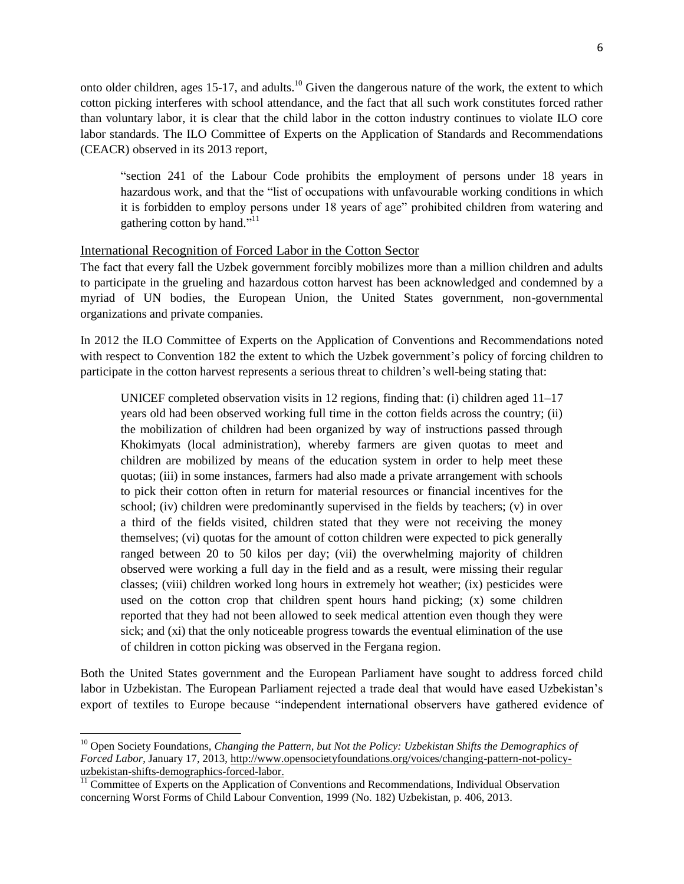onto older children, ages 15-17, and adults.[10] Given the dangerous nature of the work, the extent to which cotton picking interferes with school attendance, and the fact that all such work constitutes forced rather than voluntary labor, it is clear that the child labor in the cotton industry continues to violate ILO core labor standards. The ILO Committee of Experts on the Application of Standards and Recommendations (CEACR) observed in its 2013 report,

> "section 241 of the Labour Code prohibits the employment of persons under 18 years in hazardous work, and that the "list of occupations with unfavourable working conditions in which it is forbidden to employ persons under 18 years of age" prohibited children from watering and gathering cotton by hand."[11]

## International Recognition of Forced Labor in the Cotton Sector

The fact that every fall the Uzbek government forcibly mobilizes more than a million children and adults to participate in the grueling and hazardous cotton harvest has been acknowledged and condemned by a myriad of UN bodies, the European Union, the United States government, non-governmental organizations and private companies.

In 2012 the ILO Committee of Experts on the Application of Conventions and Recommendations noted with respect to Convention 182 the extent to which the Uzbek government's policy of forcing children to participate in the cotton harvest represents a serious threat to children's well-being stating that:

> UNICEF completed observation visits in 12 regions, finding that: (i) children aged 11–17 years old had been observed working full time in the cotton fields across the country; (ii) the mobilization of children had been organized by way of instructions passed through Khokimyats (local administration), whereby farmers are given quotas to meet and children are mobilized by means of the education system in order to help meet these quotas; (iii) in some instances, farmers had also made a private arrangement with schools to pick their cotton often in return for material resources or financial incentives for the school; (iv) children were predominantly supervised in the fields by teachers; (v) in over a third of the fields visited, children stated that they were not receiving the money themselves; (vi) quotas for the amount of cotton children were expected to pick generally ranged between 20 to 50 kilos per day; (vii) the overwhelming majority of children observed were working a full day in the field and as a result, were missing their regular classes; (viii) children worked long hours in extremely hot weather; (ix) pesticides were used on the cotton crop that children spent hours hand picking; (x) some children reported that they had not been allowed to seek medical attention even though they were sick; and (xi) that the only noticeable progress towards the eventual elimination of the use of children in cotton picking was observed in the Fergana region.

Both the United States government and the European Parliament have sought to address forced child labor in Uzbekistan. The European Parliament rejected a trade deal that would have eased Uzbekistan's export of textiles to Europe because "independent international observers have gathered evidence of

---

[10] Open Society Foundations, *Changing the Pattern, but Not the Policy: Uzbekistan Shifts the Demographics of Forced Labor*, January 17, 2013, http://www.opensocietyfoundations.org/voices/changing-pattern-not-policy-uzbekistan-shifts-demographics-forced-labor.

[11] Committee of Experts on the Application of Conventions and Recommendations, Individual Observation concerning Worst Forms of Child Labour Convention, 1999 (No. 182) Uzbekistan, p. 406, 2013.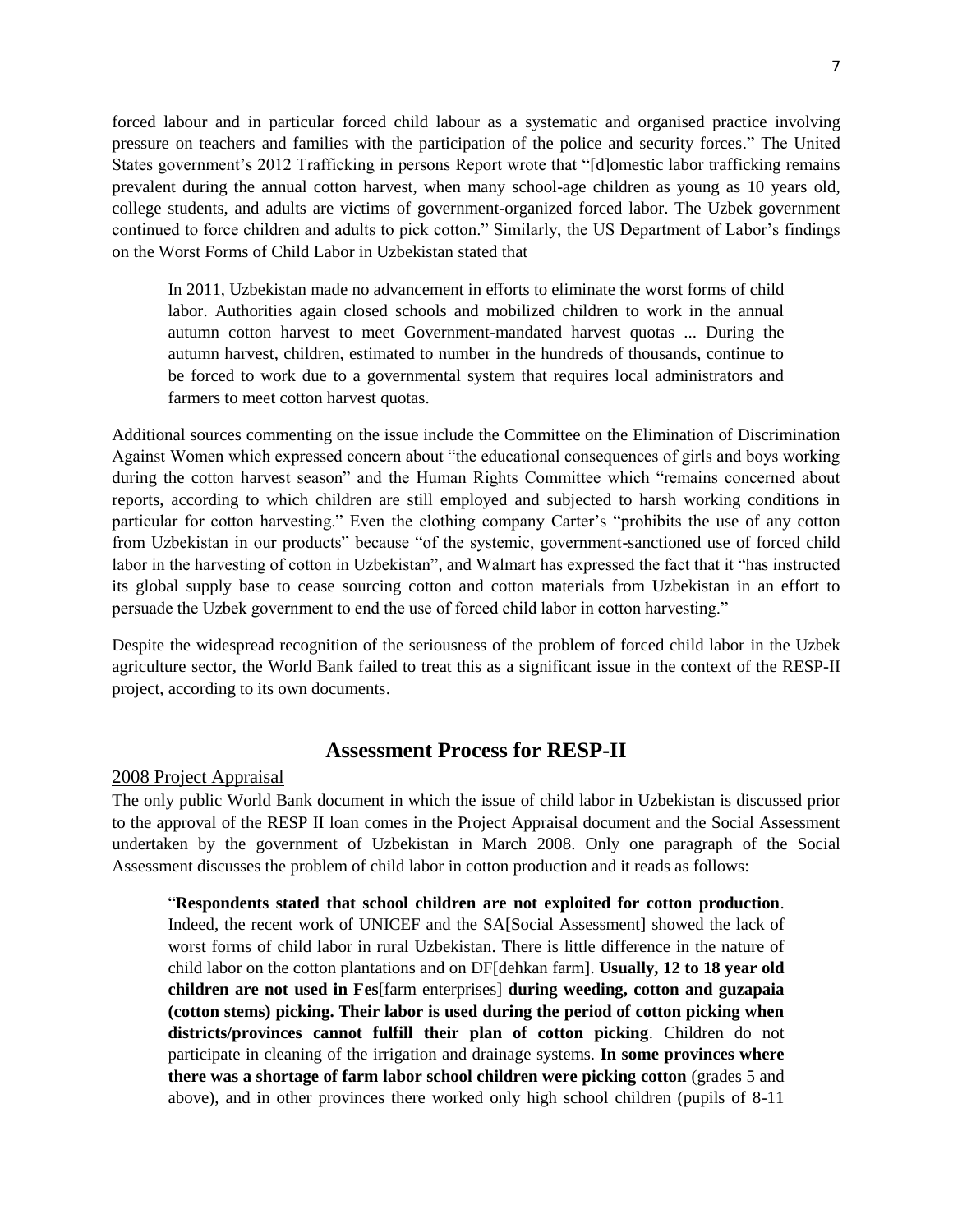forced labour and in particular forced child labour as a systematic and organised practice involving pressure on teachers and families with the participation of the police and security forces." The United States government's 2012 Trafficking in persons Report wrote that "[d]omestic labor trafficking remains prevalent during the annual cotton harvest, when many school-age children as young as 10 years old, college students, and adults are victims of government-organized forced labor. The Uzbek government continued to force children and adults to pick cotton." Similarly, the US Department of Labor's findings on the Worst Forms of Child Labor in Uzbekistan stated that

> In 2011, Uzbekistan made no advancement in efforts to eliminate the worst forms of child labor. Authorities again closed schools and mobilized children to work in the annual autumn cotton harvest to meet Government-mandated harvest quotas ... During the autumn harvest, children, estimated to number in the hundreds of thousands, continue to be forced to work due to a governmental system that requires local administrators and farmers to meet cotton harvest quotas.

Additional sources commenting on the issue include the Committee on the Elimination of Discrimination Against Women which expressed concern about "the educational consequences of girls and boys working during the cotton harvest season" and the Human Rights Committee which "remains concerned about reports, according to which children are still employed and subjected to harsh working conditions in particular for cotton harvesting." Even the clothing company Carter's "prohibits the use of any cotton from Uzbekistan in our products" because "of the systemic, government-sanctioned use of forced child labor in the harvesting of cotton in Uzbekistan", and Walmart has expressed the fact that it "has instructed its global supply base to cease sourcing cotton and cotton materials from Uzbekistan in an effort to persuade the Uzbek government to end the use of forced child labor in cotton harvesting."

Despite the widespread recognition of the seriousness of the problem of forced child labor in the Uzbek agriculture sector, the World Bank failed to treat this as a significant issue in the context of the RESP-II project, according to its own documents.

## Assessment Process for RESP-II

### 2008 Project Appraisal

The only public World Bank document in which the issue of child labor in Uzbekistan is discussed prior to the approval of the RESP II loan comes in the Project Appraisal document and the Social Assessment undertaken by the government of Uzbekistan in March 2008. Only one paragraph of the Social Assessment discusses the problem of child labor in cotton production and it reads as follows:

> "**Respondents stated that school children are not exploited for cotton production**. Indeed, the recent work of UNICEF and the SA[Social Assessment] showed the lack of worst forms of child labor in rural Uzbekistan. There is little difference in the nature of child labor on the cotton plantations and on DF[dehkan farm]. **Usually, 12 to 18 year old children are not used in Fes**[farm enterprises] **during weeding, cotton and guzapaia (cotton stems) picking. Their labor is used during the period of cotton picking when districts/provinces cannot fulfill their plan of cotton picking**. Children do not participate in cleaning of the irrigation and drainage systems. **In some provinces where there was a shortage of farm labor school children were picking cotton** (grades 5 and above), and in other provinces there worked only high school children (pupils of 8-11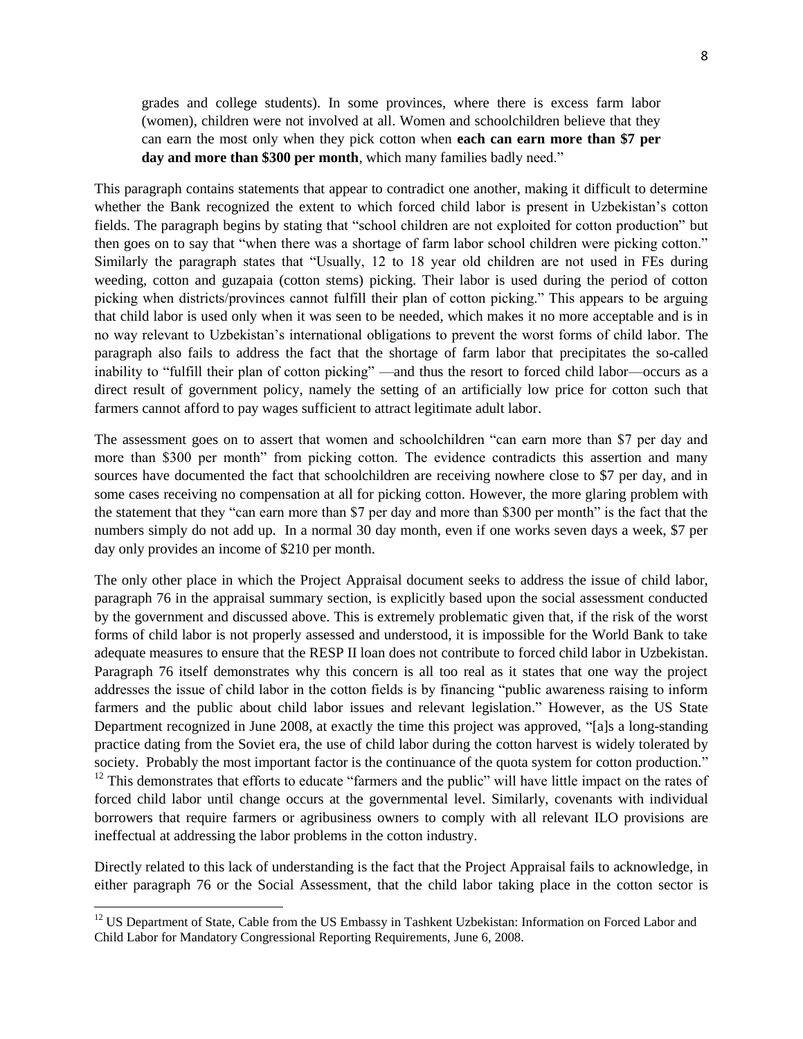> grades and college students). In some provinces, where there is excess farm labor (women), children were not involved at all. Women and schoolchildren believe that they can earn the most only when they pick cotton when **each can earn more than $7 per day and more than $300 per month**, which many families badly need."

This paragraph contains statements that appear to contradict one another, making it difficult to determine whether the Bank recognized the extent to which forced child labor is present in Uzbekistan's cotton fields. The paragraph begins by stating that "school children are not exploited for cotton production" but then goes on to say that "when there was a shortage of farm labor school children were picking cotton." Similarly the paragraph states that "Usually, 12 to 18 year old children are not used in FEs during weeding, cotton and guzapaia (cotton stems) picking. Their labor is used during the period of cotton picking when districts/provinces cannot fulfill their plan of cotton picking." This appears to be arguing that child labor is used only when it was seen to be needed, which makes it no more acceptable and is in no way relevant to Uzbekistan's international obligations to prevent the worst forms of child labor. The paragraph also fails to address the fact that the shortage of farm labor that precipitates the so-called inability to "fulfill their plan of cotton picking" —and thus the resort to forced child labor—occurs as a direct result of government policy, namely the setting of an artificially low price for cotton such that farmers cannot afford to pay wages sufficient to attract legitimate adult labor.

The assessment goes on to assert that women and schoolchildren "can earn more than $7 per day and more than $300 per month" from picking cotton. The evidence contradicts this assertion and many sources have documented the fact that schoolchildren are receiving nowhere close to $7 per day, and in some cases receiving no compensation at all for picking cotton. However, the more glaring problem with the statement that they "can earn more than $7 per day and more than $300 per month" is the fact that the numbers simply do not add up. In a normal 30 day month, even if one works seven days a week, $7 per day only provides an income of $210 per month.

The only other place in which the Project Appraisal document seeks to address the issue of child labor, paragraph 76 in the appraisal summary section, is explicitly based upon the social assessment conducted by the government and discussed above. This is extremely problematic given that, if the risk of the worst forms of child labor is not properly assessed and understood, it is impossible for the World Bank to take adequate measures to ensure that the RESP II loan does not contribute to forced child labor in Uzbekistan. Paragraph 76 itself demonstrates why this concern is all too real as it states that one way the project addresses the issue of child labor in the cotton fields is by financing "public awareness raising to inform farmers and the public about child labor issues and relevant legislation." However, as the US State Department recognized in June 2008, at exactly the time this project was approved, "[a]s a long-standing practice dating from the Soviet era, the use of child labor during the cotton harvest is widely tolerated by society. Probably the most important factor is the continuance of the quota system for cotton production."[12] This demonstrates that efforts to educate "farmers and the public" will have little impact on the rates of forced child labor until change occurs at the governmental level. Similarly, covenants with individual borrowers that require farmers or agribusiness owners to comply with all relevant ILO provisions are ineffectual at addressing the labor problems in the cotton industry.

Directly related to this lack of understanding is the fact that the Project Appraisal fails to acknowledge, in either paragraph 76 or the Social Assessment, that the child labor taking place in the cotton sector is

---

[12] US Department of State, Cable from the US Embassy in Tashkent Uzbekistan: Information on Forced Labor and Child Labor for Mandatory Congressional Reporting Requirements, June 6, 2008.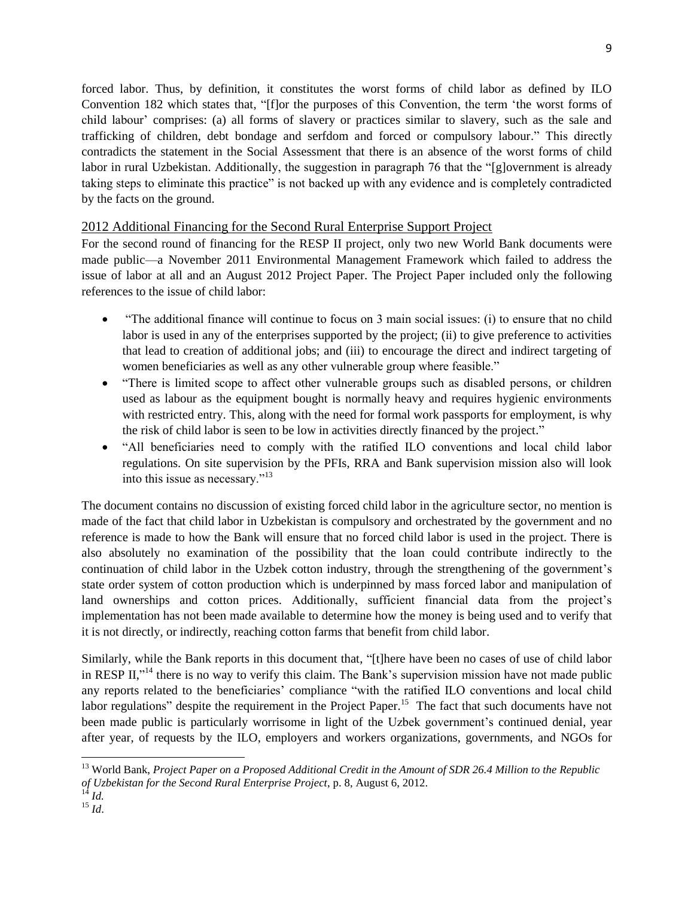forced labor. Thus, by definition, it constitutes the worst forms of child labor as defined by ILO Convention 182 which states that, "[f]or the purposes of this Convention, the term 'the worst forms of child labour' comprises: (a) all forms of slavery or practices similar to slavery, such as the sale and trafficking of children, debt bondage and serfdom and forced or compulsory labour." This directly contradicts the statement in the Social Assessment that there is an absence of the worst forms of child labor in rural Uzbekistan. Additionally, the suggestion in paragraph 76 that the "[g]overnment is already taking steps to eliminate this practice" is not backed up with any evidence and is completely contradicted by the facts on the ground.

## 2012 Additional Financing for the Second Rural Enterprise Support Project

For the second round of financing for the RESP II project, only two new World Bank documents were made public—a November 2011 Environmental Management Framework which failed to address the issue of labor at all and an August 2012 Project Paper. The Project Paper included only the following references to the issue of child labor:

- "The additional finance will continue to focus on 3 main social issues: (i) to ensure that no child labor is used in any of the enterprises supported by the project; (ii) to give preference to activities that lead to creation of additional jobs; and (iii) to encourage the direct and indirect targeting of women beneficiaries as well as any other vulnerable group where feasible."
- "There is limited scope to affect other vulnerable groups such as disabled persons, or children used as labour as the equipment bought is normally heavy and requires hygienic environments with restricted entry. This, along with the need for formal work passports for employment, is why the risk of child labor is seen to be low in activities directly financed by the project."
- "All beneficiaries need to comply with the ratified ILO conventions and local child labor regulations. On site supervision by the PFIs, RRA and Bank supervision mission also will look into this issue as necessary."[13]

The document contains no discussion of existing forced child labor in the agriculture sector, no mention is made of the fact that child labor in Uzbekistan is compulsory and orchestrated by the government and no reference is made to how the Bank will ensure that no forced child labor is used in the project. There is also absolutely no examination of the possibility that the loan could contribute indirectly to the continuation of child labor in the Uzbek cotton industry, through the strengthening of the government's state order system of cotton production which is underpinned by mass forced labor and manipulation of land ownerships and cotton prices. Additionally, sufficient financial data from the project's implementation has not been made available to determine how the money is being used and to verify that it is not directly, or indirectly, reaching cotton farms that benefit from child labor.

Similarly, while the Bank reports in this document that, "[t]here have been no cases of use of child labor in RESP II,"[14] there is no way to verify this claim. The Bank's supervision mission have not made public any reports related to the beneficiaries' compliance "with the ratified ILO conventions and local child labor regulations" despite the requirement in the Project Paper.[15] The fact that such documents have not been made public is particularly worrisome in light of the Uzbek government's continued denial, year after year, of requests by the ILO, employers and workers organizations, governments, and NGOs for

---

[13] World Bank, *Project Paper on a Proposed Additional Credit in the Amount of SDR 26.4 Million to the Republic of Uzbekistan for the Second Rural Enterprise Project*, p. 8, August 6, 2012.

[14] *Id.*

[15] *Id.*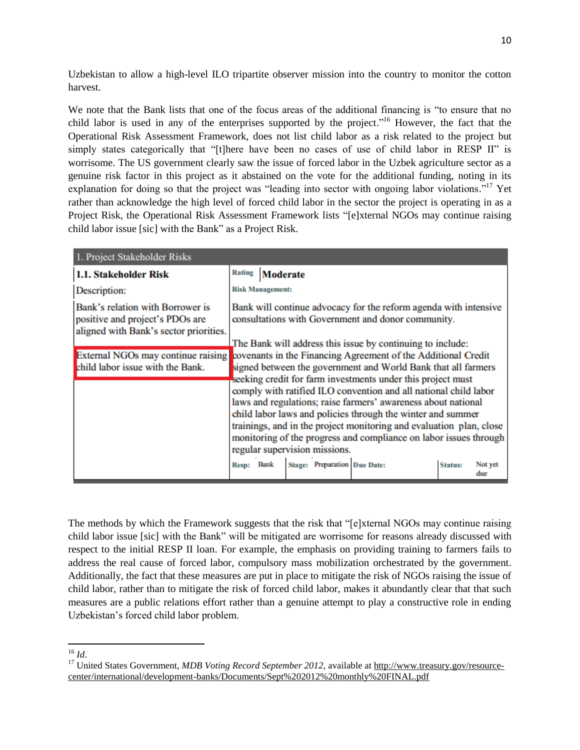Uzbekistan to allow a high-level ILO tripartite observer mission into the country to monitor the cotton harvest.

We note that the Bank lists that one of the focus areas of the additional financing is "to ensure that no child labor is used in any of the enterprises supported by the project."[16] However, the fact that the Operational Risk Assessment Framework, does not list child labor as a risk related to the project but simply states categorically that "[t]here have been no cases of use of child labor in RESP II" is worrisome. The US government clearly saw the issue of forced labor in the Uzbek agriculture sector as a genuine risk factor in this project as it abstained on the vote for the additional funding, noting in its explanation for doing so that the project was "leading into sector with ongoing labor violations."[17] Yet rather than acknowledge the high level of forced child labor in the sector the project is operating in as a Project Risk, the Operational Risk Assessment Framework lists "[e]xternal NGOs may continue raising child labor issue [sic] with the Bank" as a Project Risk.

| 1. Project Stakeholder Risks | | | | | | | |
|---|---|---|---|---|---|---|---|
| **1.1. Stakeholder Risk** | **Rating** | **Moderate** | | | | | |
| Description: | **Risk Management:** | | | | | | |
| Bank's relation with Borrower is positive and project's PDOs are aligned with Bank's sector priorities. | Bank will continue advocacy for the reform agenda with intensive consultations with Government and donor community. | | | | | | |
| External NGOs may continue raising child labor issue with the Bank. | The Bank will address this issue by continuing to include: covenants in the Financing Agreement of the Additional Credit signed between the government and World Bank that all farmers seeking credit for farm investments under this project must comply with ratified ILO convention and all national child labor laws and regulations; raise farmers' awareness about national child labor laws and policies through the winter and summer trainings, and in the project monitoring and evaluation plan, close monitoring of the progress and compliance on labor issues through regular supervision missions. | | | | | | |
| | **Resp:** | Bank | **Stage:** | Preparation | **Due Date:** | **Status:** | Not yet due |

The methods by which the Framework suggests that the risk that "[e]xternal NGOs may continue raising child labor issue [sic] with the Bank" will be mitigated are worrisome for reasons already discussed with respect to the initial RESP II loan. For example, the emphasis on providing training to farmers fails to address the real cause of forced labor, compulsory mass mobilization orchestrated by the government. Additionally, the fact that these measures are put in place to mitigate the risk of NGOs raising the issue of child labor, rather than to mitigate the risk of forced child labor, makes it abundantly clear that that such measures are a public relations effort rather than a genuine attempt to play a constructive role in ending Uzbekistan's forced child labor problem.

---

[16] *Id.*

[17] United States Government, *MDB Voting Record September 2012,* available at http://www.treasury.gov/resource-center/international/development-banks/Documents/Sept%202012%20monthly%20FINAL.pdf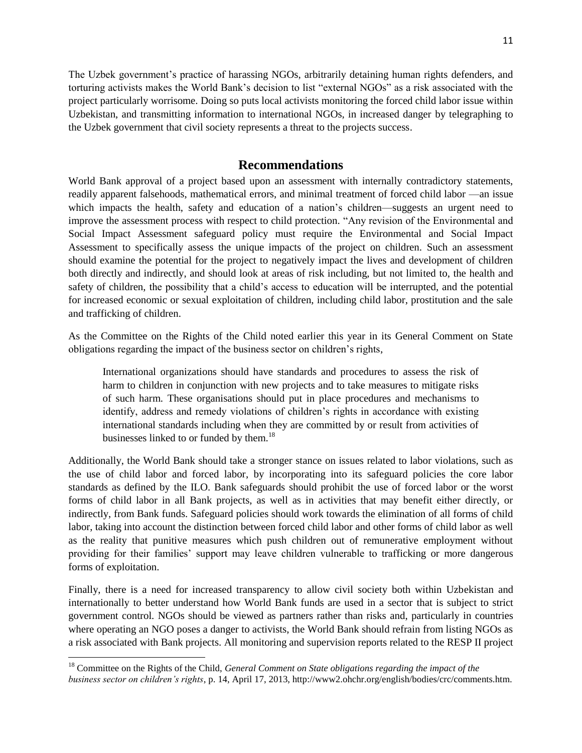The Uzbek government's practice of harassing NGOs, arbitrarily detaining human rights defenders, and torturing activists makes the World Bank's decision to list "external NGOs" as a risk associated with the project particularly worrisome. Doing so puts local activists monitoring the forced child labor issue within Uzbekistan, and transmitting information to international NGOs, in increased danger by telegraphing to the Uzbek government that civil society represents a threat to the projects success.

## Recommendations

World Bank approval of a project based upon an assessment with internally contradictory statements, readily apparent falsehoods, mathematical errors, and minimal treatment of forced child labor —an issue which impacts the health, safety and education of a nation's children—suggests an urgent need to improve the assessment process with respect to child protection. "Any revision of the Environmental and Social Impact Assessment safeguard policy must require the Environmental and Social Impact Assessment to specifically assess the unique impacts of the project on children. Such an assessment should examine the potential for the project to negatively impact the lives and development of children both directly and indirectly, and should look at areas of risk including, but not limited to, the health and safety of children, the possibility that a child's access to education will be interrupted, and the potential for increased economic or sexual exploitation of children, including child labor, prostitution and the sale and trafficking of children.

As the Committee on the Rights of the Child noted earlier this year in its General Comment on State obligations regarding the impact of the business sector on children's rights,

> International organizations should have standards and procedures to assess the risk of harm to children in conjunction with new projects and to take measures to mitigate risks of such harm. These organisations should put in place procedures and mechanisms to identify, address and remedy violations of children's rights in accordance with existing international standards including when they are committed by or result from activities of businesses linked to or funded by them.[18]

Additionally, the World Bank should take a stronger stance on issues related to labor violations, such as the use of child labor and forced labor, by incorporating into its safeguard policies the core labor standards as defined by the ILO. Bank safeguards should prohibit the use of forced labor or the worst forms of child labor in all Bank projects, as well as in activities that may benefit either directly, or indirectly, from Bank funds. Safeguard policies should work towards the elimination of all forms of child labor, taking into account the distinction between forced child labor and other forms of child labor as well as the reality that punitive measures which push children out of remunerative employment without providing for their families' support may leave children vulnerable to trafficking or more dangerous forms of exploitation.

Finally, there is a need for increased transparency to allow civil society both within Uzbekistan and internationally to better understand how World Bank funds are used in a sector that is subject to strict government control. NGOs should be viewed as partners rather than risks and, particularly in countries where operating an NGO poses a danger to activists, the World Bank should refrain from listing NGOs as a risk associated with Bank projects. All monitoring and supervision reports related to the RESP II project

---

[18] Committee on the Rights of the Child, *General Comment on State obligations regarding the impact of the business sector on children's rights*, p. 14, April 17, 2013, http://www2.ohchr.org/english/bodies/crc/comments.htm.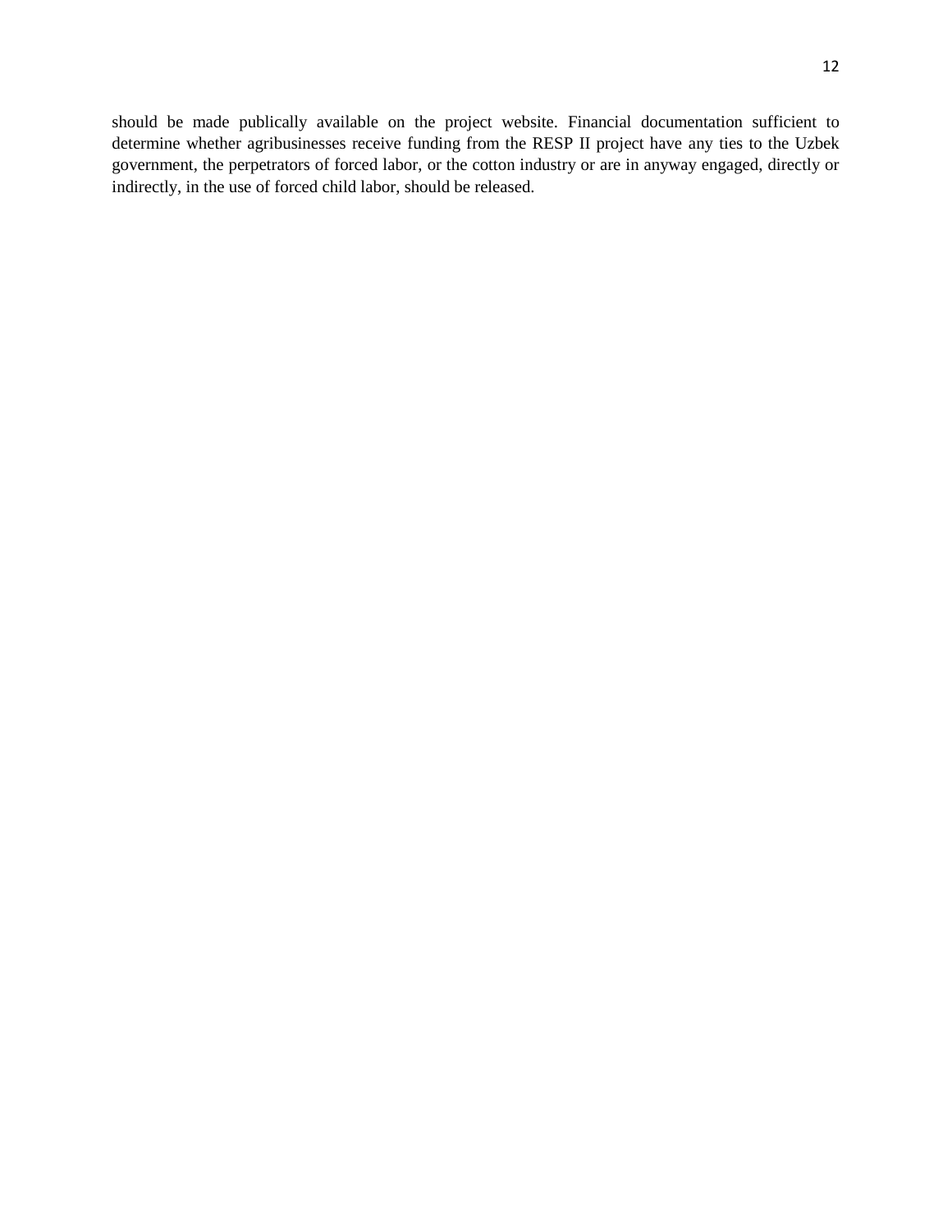should be made publically available on the project website. Financial documentation sufficient to determine whether agribusinesses receive funding from the RESP II project have any ties to the Uzbek government, the perpetrators of forced labor, or the cotton industry or are in anyway engaged, directly or indirectly, in the use of forced child labor, should be released.